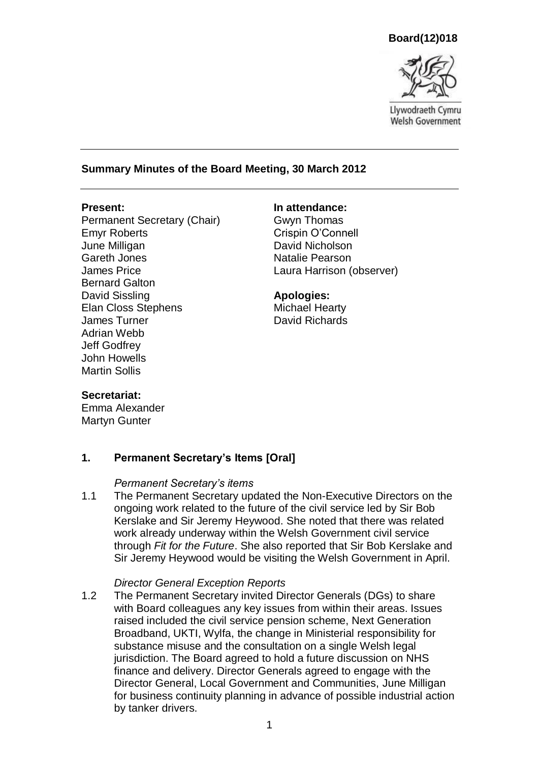**Board(12)018**

Llywodraeth Cymru
Welsh Government

---

**Summary Minutes of the Board Meeting, 30 March 2012**

---

**Present:**
Permanent Secretary (Chair)
Emyr Roberts
June Milligan
Gareth Jones
James Price
Bernard Galton
David Sissling
Elan Closs Stephens
James Turner
Adrian Webb
Jeff Godfrey
John Howells
Martin Sollis

**In attendance:**
Gwyn Thomas
Crispin O'Connell
David Nicholson
Natalie Pearson
Laura Harrison (observer)

**Apologies:**
Michael Hearty
David Richards

**Secretariat:**
Emma Alexander
Martyn Gunter

## 1. Permanent Secretary's Items [Oral]

*Permanent Secretary's items*

1.1 The Permanent Secretary updated the Non-Executive Directors on the ongoing work related to the future of the civil service led by Sir Bob Kerslake and Sir Jeremy Heywood. She noted that there was related work already underway within the Welsh Government civil service through *Fit for the Future*. She also reported that Sir Bob Kerslake and Sir Jeremy Heywood would be visiting the Welsh Government in April.

*Director General Exception Reports*

1.2 The Permanent Secretary invited Director Generals (DGs) to share with Board colleagues any key issues from within their areas. Issues raised included the civil service pension scheme, Next Generation Broadband, UKTI, Wylfa, the change in Ministerial responsibility for substance misuse and the consultation on a single Welsh legal jurisdiction. The Board agreed to hold a future discussion on NHS finance and delivery. Director Generals agreed to engage with the Director General, Local Government and Communities, June Milligan for business continuity planning in advance of possible industrial action by tanker drivers.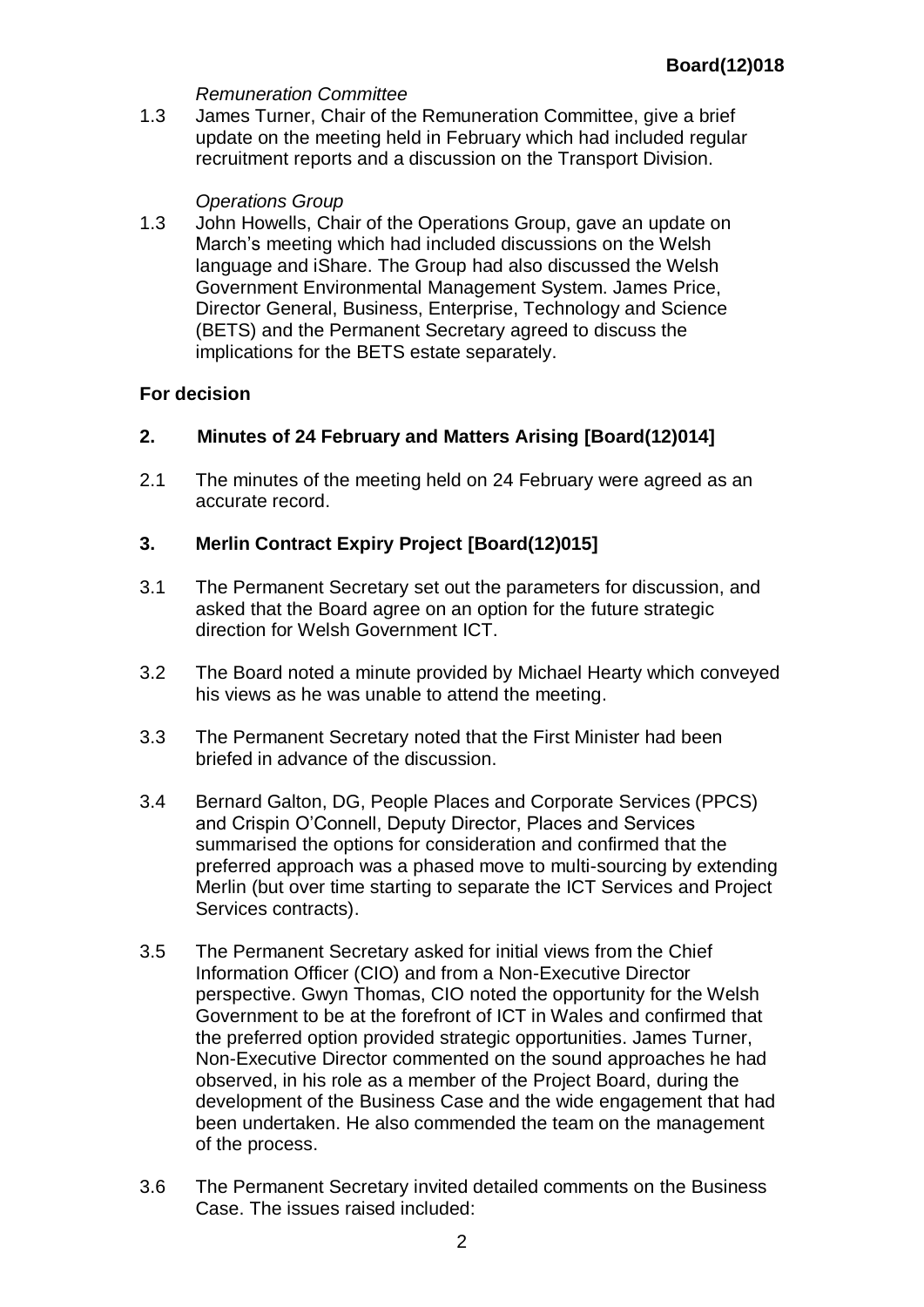*Remuneration Committee*

1.3 James Turner, Chair of the Remuneration Committee, give a brief update on the meeting held in February which had included regular recruitment reports and a discussion on the Transport Division.

*Operations Group*

1.3 John Howells, Chair of the Operations Group, gave an update on March's meeting which had included discussions on the Welsh language and iShare. The Group had also discussed the Welsh Government Environmental Management System. James Price, Director General, Business, Enterprise, Technology and Science (BETS) and the Permanent Secretary agreed to discuss the implications for the BETS estate separately.

**For decision**

**2. Minutes of 24 February and Matters Arising [Board(12)014]**

2.1 The minutes of the meeting held on 24 February were agreed as an accurate record.

**3. Merlin Contract Expiry Project [Board(12)015]**

3.1 The Permanent Secretary set out the parameters for discussion, and asked that the Board agree on an option for the future strategic direction for Welsh Government ICT.

3.2 The Board noted a minute provided by Michael Hearty which conveyed his views as he was unable to attend the meeting.

3.3 The Permanent Secretary noted that the First Minister had been briefed in advance of the discussion.

3.4 Bernard Galton, DG, People Places and Corporate Services (PPCS) and Crispin O'Connell, Deputy Director, Places and Services summarised the options for consideration and confirmed that the preferred approach was a phased move to multi-sourcing by extending Merlin (but over time starting to separate the ICT Services and Project Services contracts).

3.5 The Permanent Secretary asked for initial views from the Chief Information Officer (CIO) and from a Non-Executive Director perspective. Gwyn Thomas, CIO noted the opportunity for the Welsh Government to be at the forefront of ICT in Wales and confirmed that the preferred option provided strategic opportunities. James Turner, Non-Executive Director commented on the sound approaches he had observed, in his role as a member of the Project Board, during the development of the Business Case and the wide engagement that had been undertaken. He also commended the team on the management of the process.

3.6 The Permanent Secretary invited detailed comments on the Business Case. The issues raised included: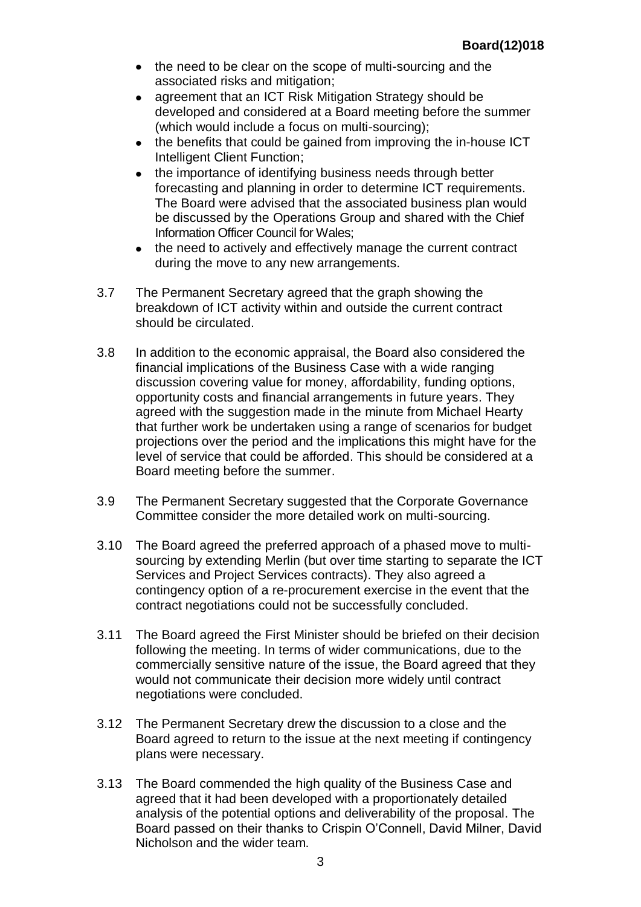- the need to be clear on the scope of multi-sourcing and the associated risks and mitigation;
- agreement that an ICT Risk Mitigation Strategy should be developed and considered at a Board meeting before the summer (which would include a focus on multi-sourcing);
- the benefits that could be gained from improving the in-house ICT Intelligent Client Function;
- the importance of identifying business needs through better forecasting and planning in order to determine ICT requirements. The Board were advised that the associated business plan would be discussed by the Operations Group and shared with the Chief Information Officer Council for Wales;
- the need to actively and effectively manage the current contract during the move to any new arrangements.

3.7 The Permanent Secretary agreed that the graph showing the breakdown of ICT activity within and outside the current contract should be circulated.

3.8 In addition to the economic appraisal, the Board also considered the financial implications of the Business Case with a wide ranging discussion covering value for money, affordability, funding options, opportunity costs and financial arrangements in future years. They agreed with the suggestion made in the minute from Michael Hearty that further work be undertaken using a range of scenarios for budget projections over the period and the implications this might have for the level of service that could be afforded. This should be considered at a Board meeting before the summer.

3.9 The Permanent Secretary suggested that the Corporate Governance Committee consider the more detailed work on multi-sourcing.

3.10 The Board agreed the preferred approach of a phased move to multi-sourcing by extending Merlin (but over time starting to separate the ICT Services and Project Services contracts). They also agreed a contingency option of a re-procurement exercise in the event that the contract negotiations could not be successfully concluded.

3.11 The Board agreed the First Minister should be briefed on their decision following the meeting. In terms of wider communications, due to the commercially sensitive nature of the issue, the Board agreed that they would not communicate their decision more widely until contract negotiations were concluded.

3.12 The Permanent Secretary drew the discussion to a close and the Board agreed to return to the issue at the next meeting if contingency plans were necessary.

3.13 The Board commended the high quality of the Business Case and agreed that it had been developed with a proportionately detailed analysis of the potential options and deliverability of the proposal. The Board passed on their thanks to Crispin O'Connell, David Milner, David Nicholson and the wider team.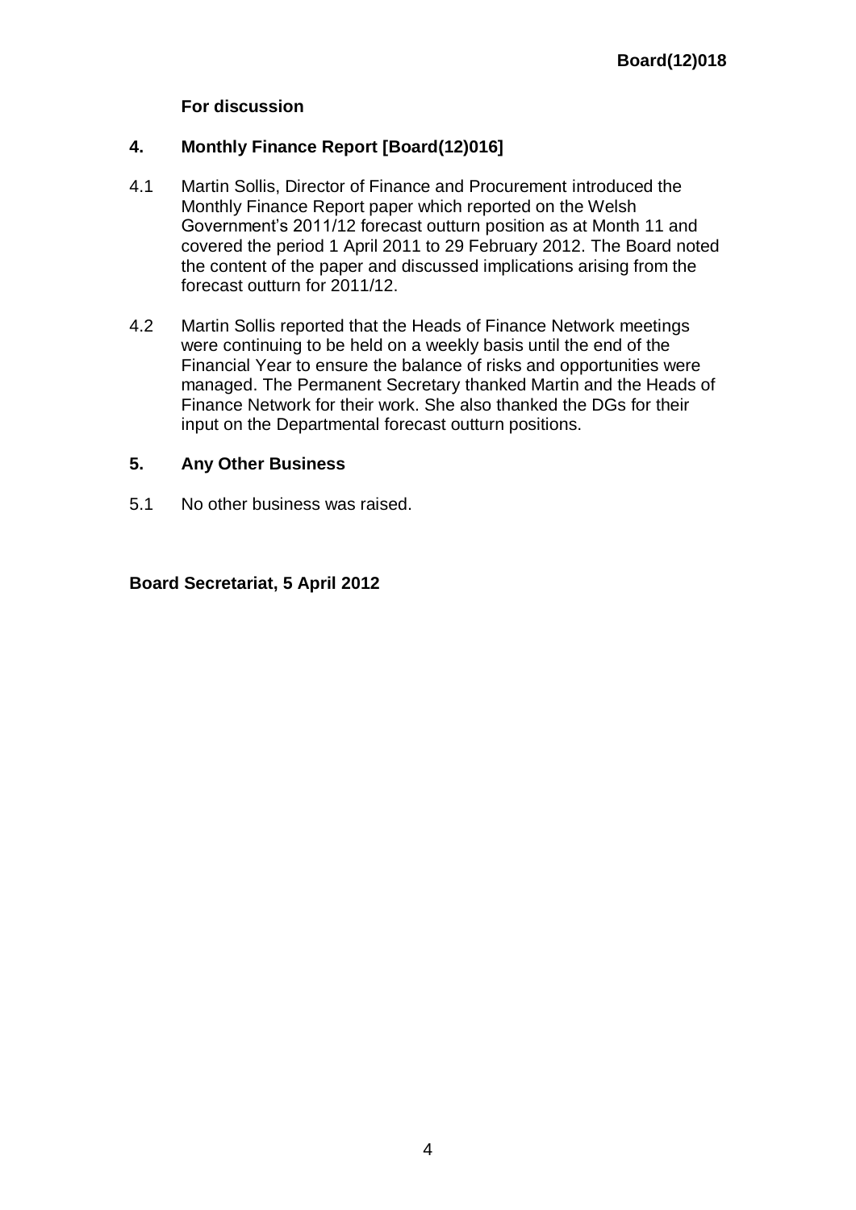**Board(12)018**

**For discussion**

## 4. Monthly Finance Report [Board(12)016]

4.1 Martin Sollis, Director of Finance and Procurement introduced the Monthly Finance Report paper which reported on the Welsh Government's 2011/12 forecast outturn position as at Month 11 and covered the period 1 April 2011 to 29 February 2012. The Board noted the content of the paper and discussed implications arising from the forecast outturn for 2011/12.

4.2 Martin Sollis reported that the Heads of Finance Network meetings were continuing to be held on a weekly basis until the end of the Financial Year to ensure the balance of risks and opportunities were managed. The Permanent Secretary thanked Martin and the Heads of Finance Network for their work. She also thanked the DGs for their input on the Departmental forecast outturn positions.

## 5. Any Other Business

5.1 No other business was raised.

**Board Secretariat, 5 April 2012**